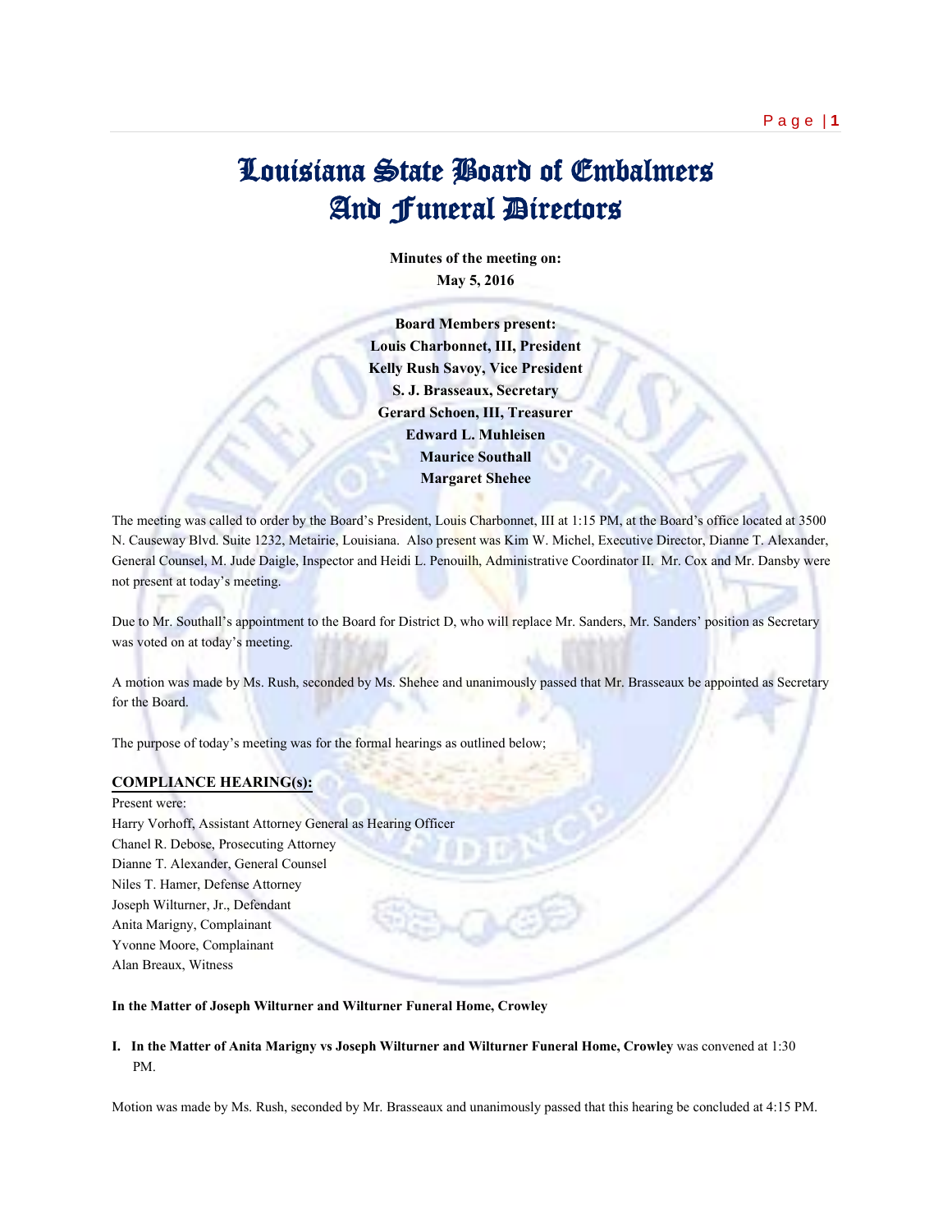# Louisiana State Board of Embalmers And Funeral Directors

**Minutes of the meeting on:**
**May 5, 2016**

**Board Members present:**
**Louis Charbonnet, III, President**
**Kelly Rush Savoy, Vice President**
**S. J. Brasseaux, Secretary**
**Gerard Schoen, III, Treasurer**
**Edward L. Muhleisen**
**Maurice Southall**
**Margaret Shehee**

The meeting was called to order by the Board's President, Louis Charbonnet, III at 1:15 PM, at the Board's office located at 3500 N. Causeway Blvd. Suite 1232, Metairie, Louisiana. Also present was Kim W. Michel, Executive Director, Dianne T. Alexander, General Counsel, M. Jude Daigle, Inspector and Heidi L. Penouilh, Administrative Coordinator II. Mr. Cox and Mr. Dansby were not present at today's meeting.

Due to Mr. Southall's appointment to the Board for District D, who will replace Mr. Sanders, Mr. Sanders' position as Secretary was voted on at today's meeting.

A motion was made by Ms. Rush, seconded by Ms. Shehee and unanimously passed that Mr. Brasseaux be appointed as Secretary for the Board.

The purpose of today's meeting was for the formal hearings as outlined below;

## COMPLIANCE HEARING(s):

Present were:
Harry Vorhoff, Assistant Attorney General as Hearing Officer
Chanel R. Debose, Prosecuting Attorney
Dianne T. Alexander, General Counsel
Niles T. Hamer, Defense Attorney
Joseph Wilturner, Jr., Defendant
Anita Marigny, Complainant
Yvonne Moore, Complainant
Alan Breaux, Witness

**In the Matter of Joseph Wilturner and Wilturner Funeral Home, Crowley**

**I. In the Matter of Anita Marigny vs Joseph Wilturner and Wilturner Funeral Home, Crowley** was convened at 1:30 PM.

Motion was made by Ms. Rush, seconded by Mr. Brasseaux and unanimously passed that this hearing be concluded at 4:15 PM.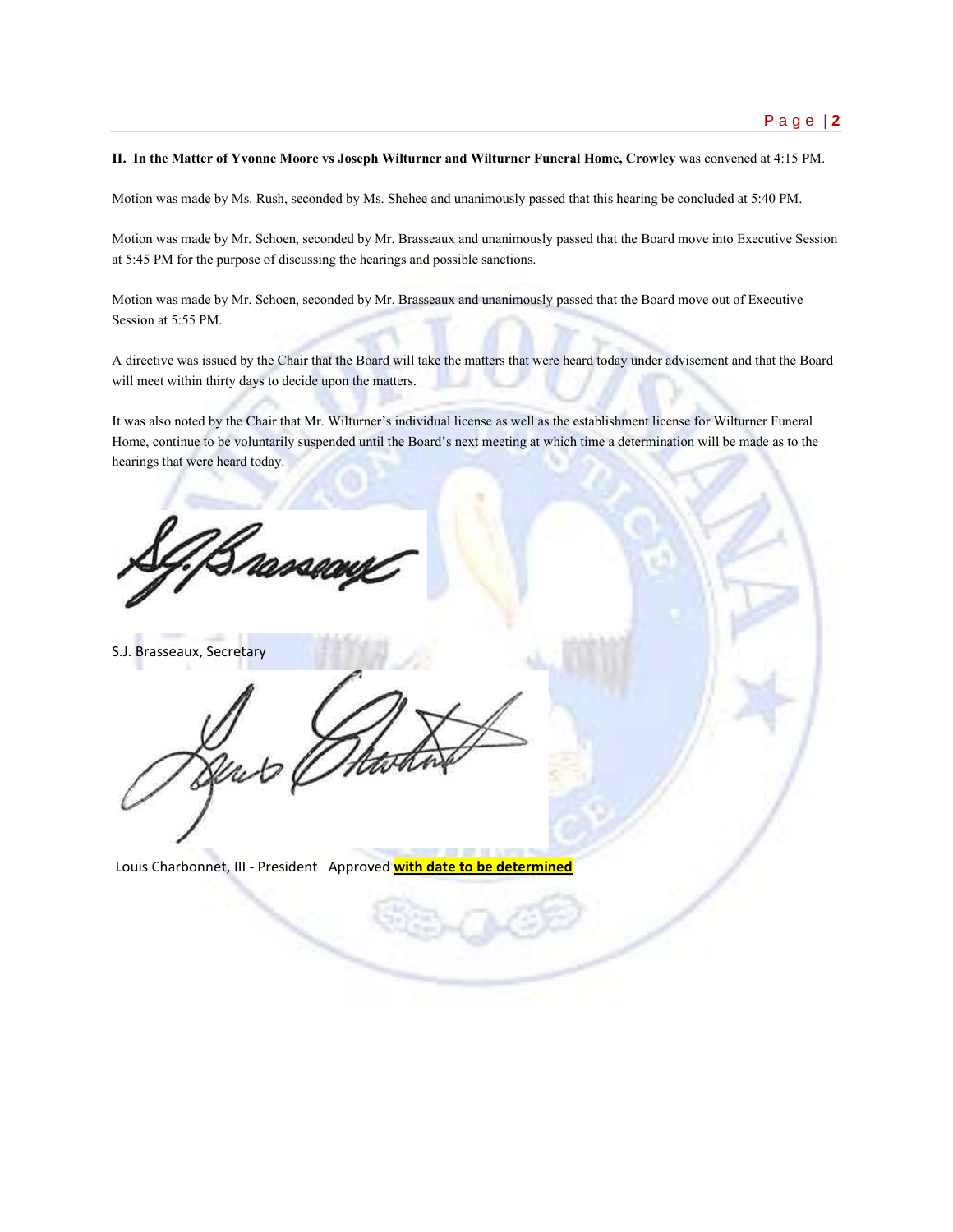**II. In the Matter of Yvonne Moore vs Joseph Wilturner and Wilturner Funeral Home, Crowley** was convened at 4:15 PM.

Motion was made by Ms. Rush, seconded by Ms. Shehee and unanimously passed that this hearing be concluded at 5:40 PM.

Motion was made by Mr. Schoen, seconded by Mr. Brasseaux and unanimously passed that the Board move into Executive Session at 5:45 PM for the purpose of discussing the hearings and possible sanctions.

Motion was made by Mr. Schoen, seconded by Mr. Brasseaux and unanimously passed that the Board move out of Executive Session at 5:55 PM.

A directive was issued by the Chair that the Board will take the matters that were heard today under advisement and that the Board will meet within thirty days to decide upon the matters.

It was also noted by the Chair that Mr. Wilturner's individual license as well as the establishment license for Wilturner Funeral Home, continue to be voluntarily suspended until the Board's next meeting at which time a determination will be made as to the hearings that were heard today.

S.J. Brasseaux, Secretary

Louis Charbonnet, III - President Approved **with date to be determined**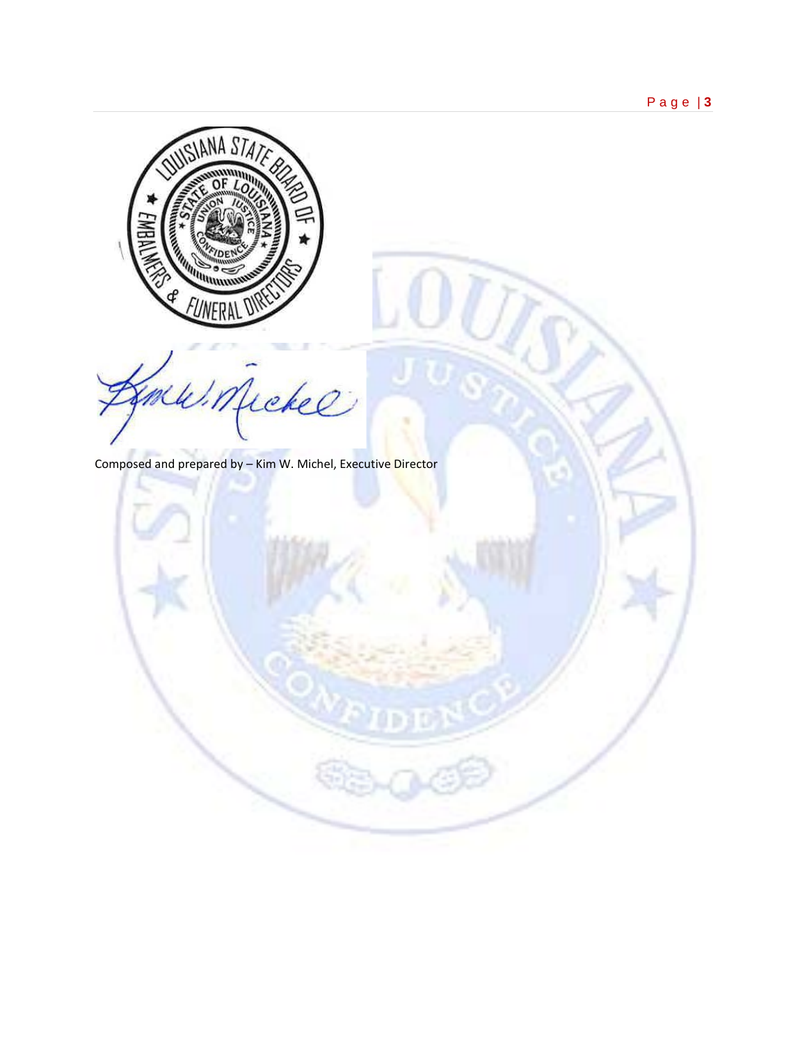Composed and prepared by – Kim W. Michel, Executive Director